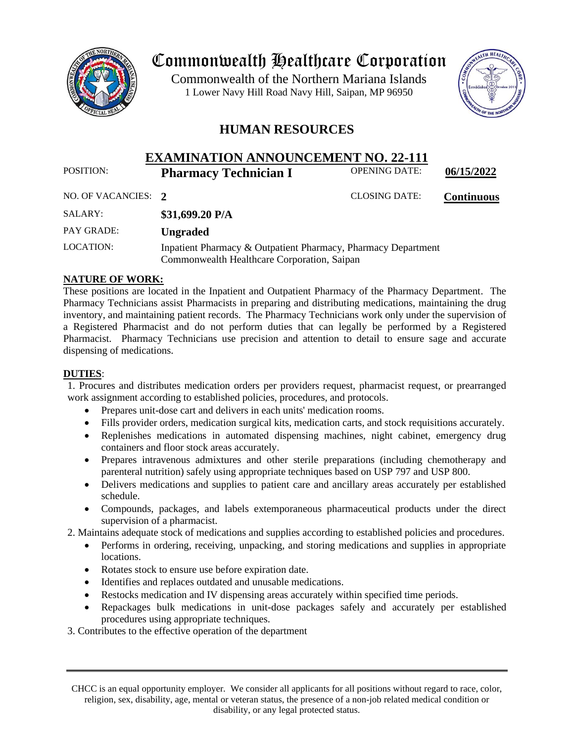# Commonwealth Healthcare Corporation

Commonwealth of the Northern Mariana Islands
1 Lower Navy Hill Road Navy Hill, Saipan, MP 96950

## HUMAN RESOURCES

## EXAMINATION ANNOUNCEMENT NO. 22-111

| | | | |
|---|---|---|---|
| POSITION: | **Pharmacy Technician I** | OPENING DATE: | **06/15/2022** |
| NO. OF VACANCIES: | **2** | CLOSING DATE: | **Continuous** |
| SALARY: | **$31,699.20 P/A** | | |
| PAY GRADE: | **Ungraded** | | |
| LOCATION: | Inpatient Pharmacy & Outpatient Pharmacy, Pharmacy Department<br>Commonwealth Healthcare Corporation, Saipan | | |

**NATURE OF WORK:**

These positions are located in the Inpatient and Outpatient Pharmacy of the Pharmacy Department. The Pharmacy Technicians assist Pharmacists in preparing and distributing medications, maintaining the drug inventory, and maintaining patient records. The Pharmacy Technicians work only under the supervision of a Registered Pharmacist and do not perform duties that can legally be performed by a Registered Pharmacist. Pharmacy Technicians use precision and attention to detail to ensure sage and accurate dispensing of medications.

**DUTIES**:

1. Procures and distributes medication orders per providers request, pharmacist request, or prearranged work assignment according to established policies, procedures, and protocols.
   - Prepares unit-dose cart and delivers in each units' medication rooms.
   - Fills provider orders, medication surgical kits, medication carts, and stock requisitions accurately.
   - Replenishes medications in automated dispensing machines, night cabinet, emergency drug containers and floor stock areas accurately.
   - Prepares intravenous admixtures and other sterile preparations (including chemotherapy and parenteral nutrition) safely using appropriate techniques based on USP 797 and USP 800.
   - Delivers medications and supplies to patient care and ancillary areas accurately per established schedule.
   - Compounds, packages, and labels extemporaneous pharmaceutical products under the direct supervision of a pharmacist.
2. Maintains adequate stock of medications and supplies according to established policies and procedures.
   - Performs in ordering, receiving, unpacking, and storing medications and supplies in appropriate locations.
   - Rotates stock to ensure use before expiration date.
   - Identifies and replaces outdated and unusable medications.
   - Restocks medication and IV dispensing areas accurately within specified time periods.
   - Repackages bulk medications in unit-dose packages safely and accurately per established procedures using appropriate techniques.
3. Contributes to the effective operation of the department

CHCC is an equal opportunity employer. We consider all applicants for all positions without regard to race, color, religion, sex, disability, age, mental or veteran status, the presence of a non-job related medical condition or disability, or any legal protected status.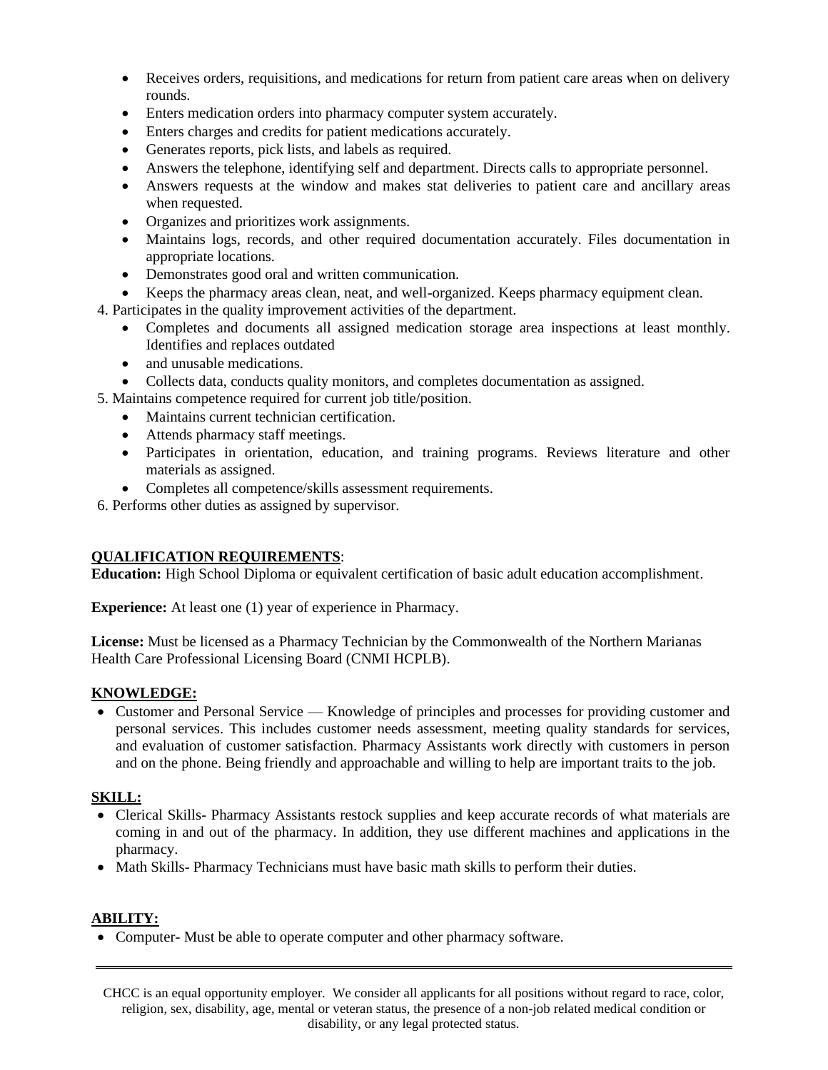- Receives orders, requisitions, and medications for return from patient care areas when on delivery rounds.
- Enters medication orders into pharmacy computer system accurately.
- Enters charges and credits for patient medications accurately.
- Generates reports, pick lists, and labels as required.
- Answers the telephone, identifying self and department. Directs calls to appropriate personnel.
- Answers requests at the window and makes stat deliveries to patient care and ancillary areas when requested.
- Organizes and prioritizes work assignments.
- Maintains logs, records, and other required documentation accurately. Files documentation in appropriate locations.
- Demonstrates good oral and written communication.
- Keeps the pharmacy areas clean, neat, and well-organized. Keeps pharmacy equipment clean.

4. Participates in the quality improvement activities of the department.
   - Completes and documents all assigned medication storage area inspections at least monthly. Identifies and replaces outdated
   - and unusable medications.
   - Collects data, conducts quality monitors, and completes documentation as assigned.
5. Maintains competence required for current job title/position.
   - Maintains current technician certification.
   - Attends pharmacy staff meetings.
   - Participates in orientation, education, and training programs. Reviews literature and other materials as assigned.
   - Completes all competence/skills assessment requirements.
6. Performs other duties as assigned by supervisor.

## QUALIFICATION REQUIREMENTS:

**Education:** High School Diploma or equivalent certification of basic adult education accomplishment.

**Experience:** At least one (1) year of experience in Pharmacy.

**License:** Must be licensed as a Pharmacy Technician by the Commonwealth of the Northern Marianas Health Care Professional Licensing Board (CNMI HCPLB).

## KNOWLEDGE:

- Customer and Personal Service — Knowledge of principles and processes for providing customer and personal services. This includes customer needs assessment, meeting quality standards for services, and evaluation of customer satisfaction. Pharmacy Assistants work directly with customers in person and on the phone. Being friendly and approachable and willing to help are important traits to the job.

## SKILL:

- Clerical Skills- Pharmacy Assistants restock supplies and keep accurate records of what materials are coming in and out of the pharmacy. In addition, they use different machines and applications in the pharmacy.
- Math Skills- Pharmacy Technicians must have basic math skills to perform their duties.

## ABILITY:

- Computer- Must be able to operate computer and other pharmacy software.

---

CHCC is an equal opportunity employer. We consider all applicants for all positions without regard to race, color, religion, sex, disability, age, mental or veteran status, the presence of a non-job related medical condition or disability, or any legal protected status.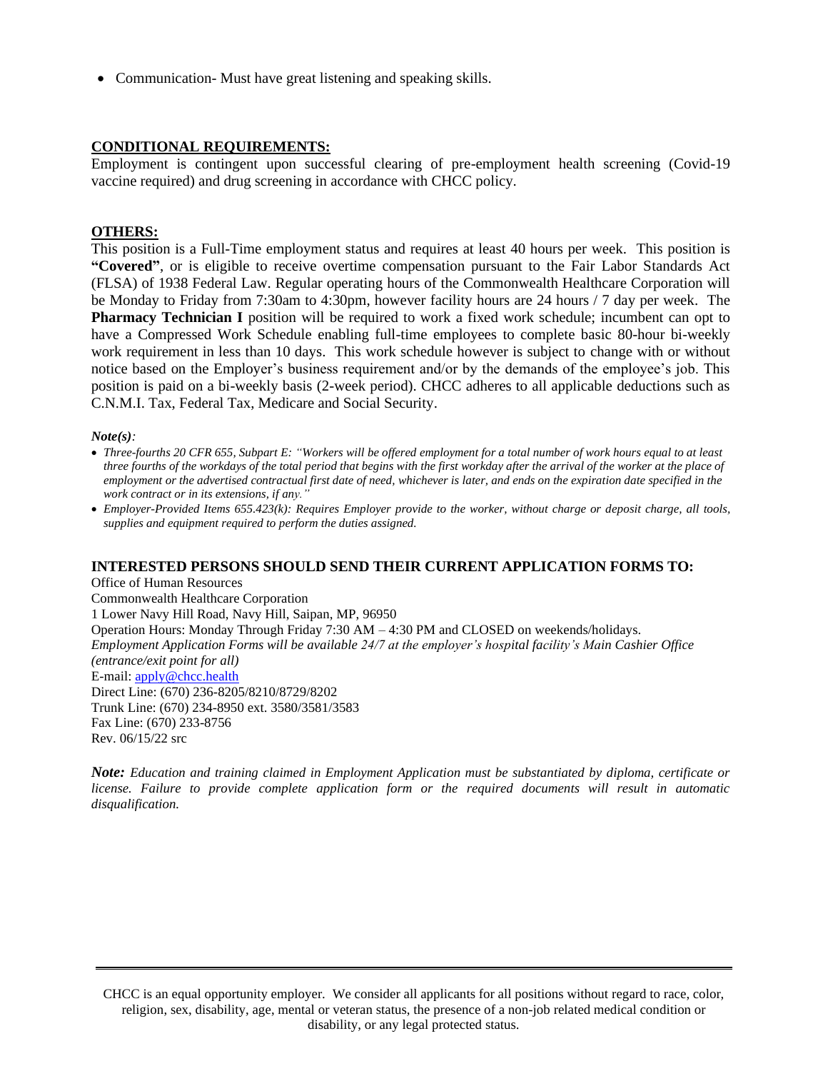- Communication- Must have great listening and speaking skills.

**CONDITIONAL REQUIREMENTS:**

Employment is contingent upon successful clearing of pre-employment health screening (Covid-19 vaccine required) and drug screening in accordance with CHCC policy.

**OTHERS:**

This position is a Full-Time employment status and requires at least 40 hours per week. This position is **"Covered"**, or is eligible to receive overtime compensation pursuant to the Fair Labor Standards Act (FLSA) of 1938 Federal Law. Regular operating hours of the Commonwealth Healthcare Corporation will be Monday to Friday from 7:30am to 4:30pm, however facility hours are 24 hours / 7 day per week. The **Pharmacy Technician I** position will be required to work a fixed work schedule; incumbent can opt to have a Compressed Work Schedule enabling full-time employees to complete basic 80-hour bi-weekly work requirement in less than 10 days. This work schedule however is subject to change with or without notice based on the Employer's business requirement and/or by the demands of the employee's job. This position is paid on a bi-weekly basis (2-week period). CHCC adheres to all applicable deductions such as C.N.M.I. Tax, Federal Tax, Medicare and Social Security.

***Note(s)**:*

- *Three-fourths 20 CFR 655, Subpart E: "Workers will be offered employment for a total number of work hours equal to at least three fourths of the workdays of the total period that begins with the first workday after the arrival of the worker at the place of employment or the advertised contractual first date of need, whichever is later, and ends on the expiration date specified in the work contract or in its extensions, if any."*
- ***Employer-Provided Items 655.423(k): Requires Employer provide to the worker, without charge or deposit charge, all tools, supplies and equipment required to perform the duties assigned.***

**INTERESTED PERSONS SHOULD SEND THEIR CURRENT APPLICATION FORMS TO:**

Office of Human Resources
Commonwealth Healthcare Corporation
1 Lower Navy Hill Road, Navy Hill, Saipan, MP, 96950
Operation Hours: Monday Through Friday 7:30 AM – 4:30 PM and CLOSED on weekends/holidays.
*Employment Application Forms will be available 24/7 at the employer's hospital facility's Main Cashier Office (entrance/exit point for all)*
E-mail: apply@chcc.health
Direct Line: (670) 236-8205/8210/8729/8202
Trunk Line: (670) 234-8950 ext. 3580/3581/3583
Fax Line: (670) 233-8756
Rev. 06/15/22 src

***Note:*** *Education and training claimed in Employment Application must be substantiated by diploma, certificate or license. Failure to provide complete application form or the required documents will result in automatic disqualification.*

---

CHCC is an equal opportunity employer. We consider all applicants for all positions without regard to race, color, religion, sex, disability, age, mental or veteran status, the presence of a non-job related medical condition or disability, or any legal protected status.